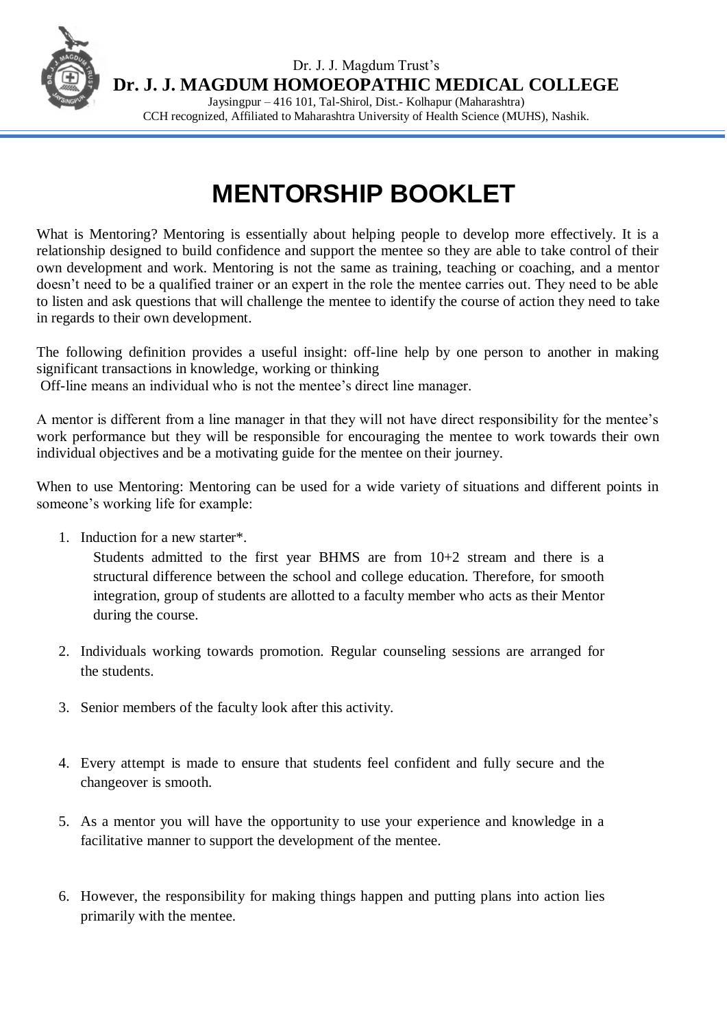Dr. J. J. Magdum Trust's

**Dr. J. J. MAGDUM HOMOEOPATHIC MEDICAL COLLEGE**

Jaysingpur – 416 101, Tal-Shirol, Dist.- Kolhapur (Maharashtra)

CCH recognized, Affiliated to Maharashtra University of Health Science (MUHS), Nashik.

# MENTORSHIP BOOKLET

What is Mentoring? Mentoring is essentially about helping people to develop more effectively. It is a relationship designed to build confidence and support the mentee so they are able to take control of their own development and work. Mentoring is not the same as training, teaching or coaching, and a mentor doesn't need to be a qualified trainer or an expert in the role the mentee carries out. They need to be able to listen and ask questions that will challenge the mentee to identify the course of action they need to take in regards to their own development.

The following definition provides a useful insight: off-line help by one person to another in making significant transactions in knowledge, working or thinking
Off-line means an individual who is not the mentee's direct line manager.

A mentor is different from a line manager in that they will not have direct responsibility for the mentee's work performance but they will be responsible for encouraging the mentee to work towards their own individual objectives and be a motivating guide for the mentee on their journey.

When to use Mentoring: Mentoring can be used for a wide variety of situations and different points in someone's working life for example:

1. Induction for a new starter*.

   Students admitted to the first year BHMS are from 10+2 stream and there is a structural difference between the school and college education. Therefore, for smooth integration, group of students are allotted to a faculty member who acts as their Mentor during the course.

2. Individuals working towards promotion. Regular counseling sessions are arranged for the students.

3. Senior members of the faculty look after this activity.

4. Every attempt is made to ensure that students feel confident and fully secure and the changeover is smooth.

5. As a mentor you will have the opportunity to use your experience and knowledge in a facilitative manner to support the development of the mentee.

6. However, the responsibility for making things happen and putting plans into action lies primarily with the mentee.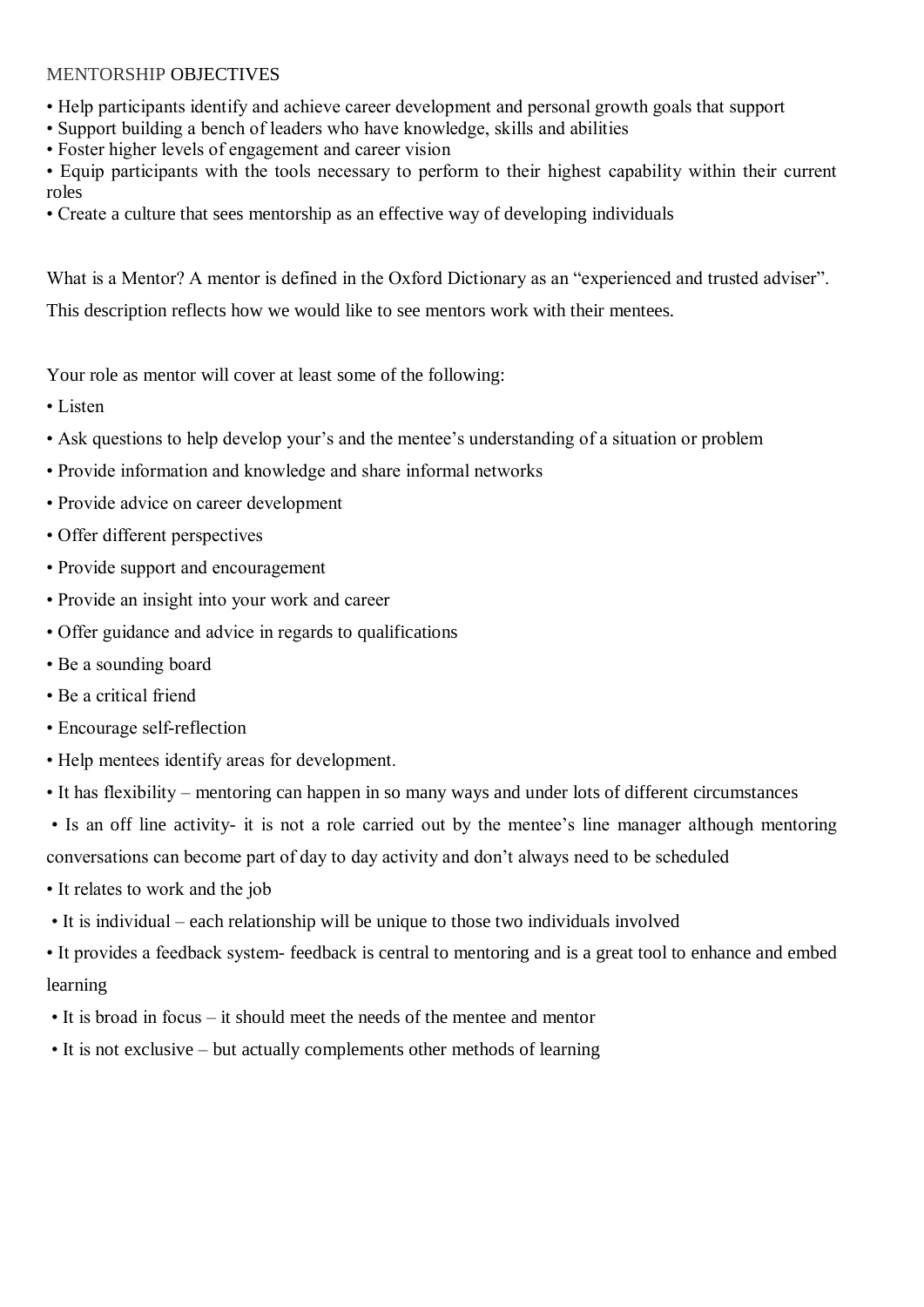## MENTORSHIP OBJECTIVES

- Help participants identify and achieve career development and personal growth goals that support
- Support building a bench of leaders who have knowledge, skills and abilities
- Foster higher levels of engagement and career vision
- Equip participants with the tools necessary to perform to their highest capability within their current roles
- Create a culture that sees mentorship as an effective way of developing individuals

What is a Mentor? A mentor is defined in the Oxford Dictionary as an "experienced and trusted adviser". This description reflects how we would like to see mentors work with their mentees.

Your role as mentor will cover at least some of the following:

- Listen
- Ask questions to help develop your's and the mentee's understanding of a situation or problem
- Provide information and knowledge and share informal networks
- Provide advice on career development
- Offer different perspectives
- Provide support and encouragement
- Provide an insight into your work and career
- Offer guidance and advice in regards to qualifications
- Be a sounding board
- Be a critical friend
- Encourage self-reflection
- Help mentees identify areas for development.
- It has flexibility – mentoring can happen in so many ways and under lots of different circumstances
- Is an off line activity- it is not a role carried out by the mentee's line manager although mentoring conversations can become part of day to day activity and don't always need to be scheduled
- It relates to work and the job
- It is individual – each relationship will be unique to those two individuals involved
- It provides a feedback system- feedback is central to mentoring and is a great tool to enhance and embed learning
- It is broad in focus – it should meet the needs of the mentee and mentor
- It is not exclusive – but actually complements other methods of learning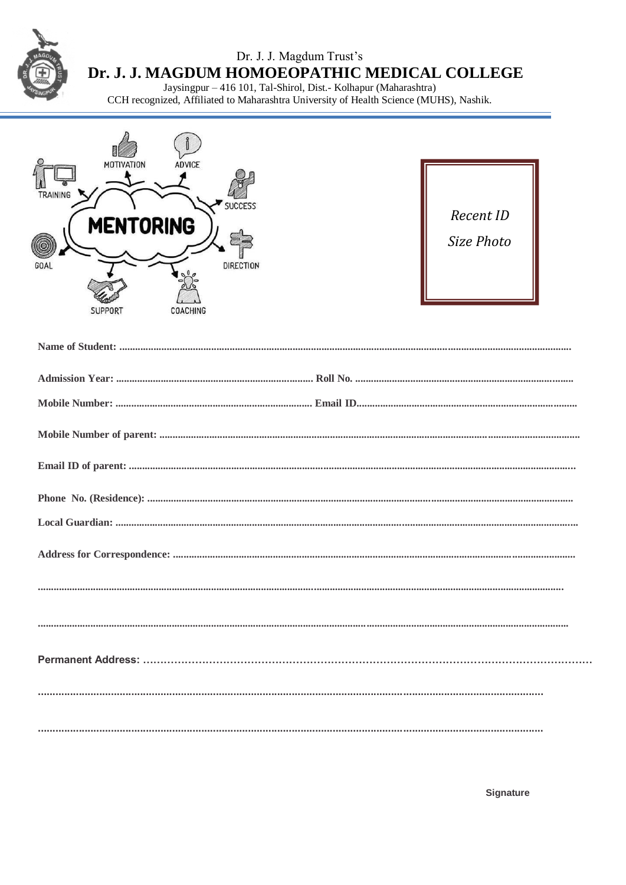Dr. J. J. Magdum Trust's

# Dr. J. J. MAGDUM HOMOEOPATHIC MEDICAL COLLEGE

Jaysingpur – 416 101, Tal-Shirol, Dist.- Kolhapur (Maharashtra)
CCH recognized, Affiliated to Maharashtra University of Health Science (MUHS), Nashik.

*Recent ID Size Photo*

**Name of Student:** ..........................................................................................................................

**Admission Year:** .......................................................... **Roll No.** ..........................................................

**Mobile Number:** .......................................................... **Email ID**..........................................................

**Mobile Number of parent:** ..........................................................................................................................

**Email ID of parent:** ..........................................................................................................................

**Phone No. (Residence):** ..........................................................................................................................

**Local Guardian:** ..........................................................................................................................

**Address for Correspondence:** ..........................................................................................................................

..........................................................................................................................

..........................................................................................................................

**Permanent Address:** ..........................................................................................................................

..........................................................................................................................

..........................................................................................................................

**Signature**